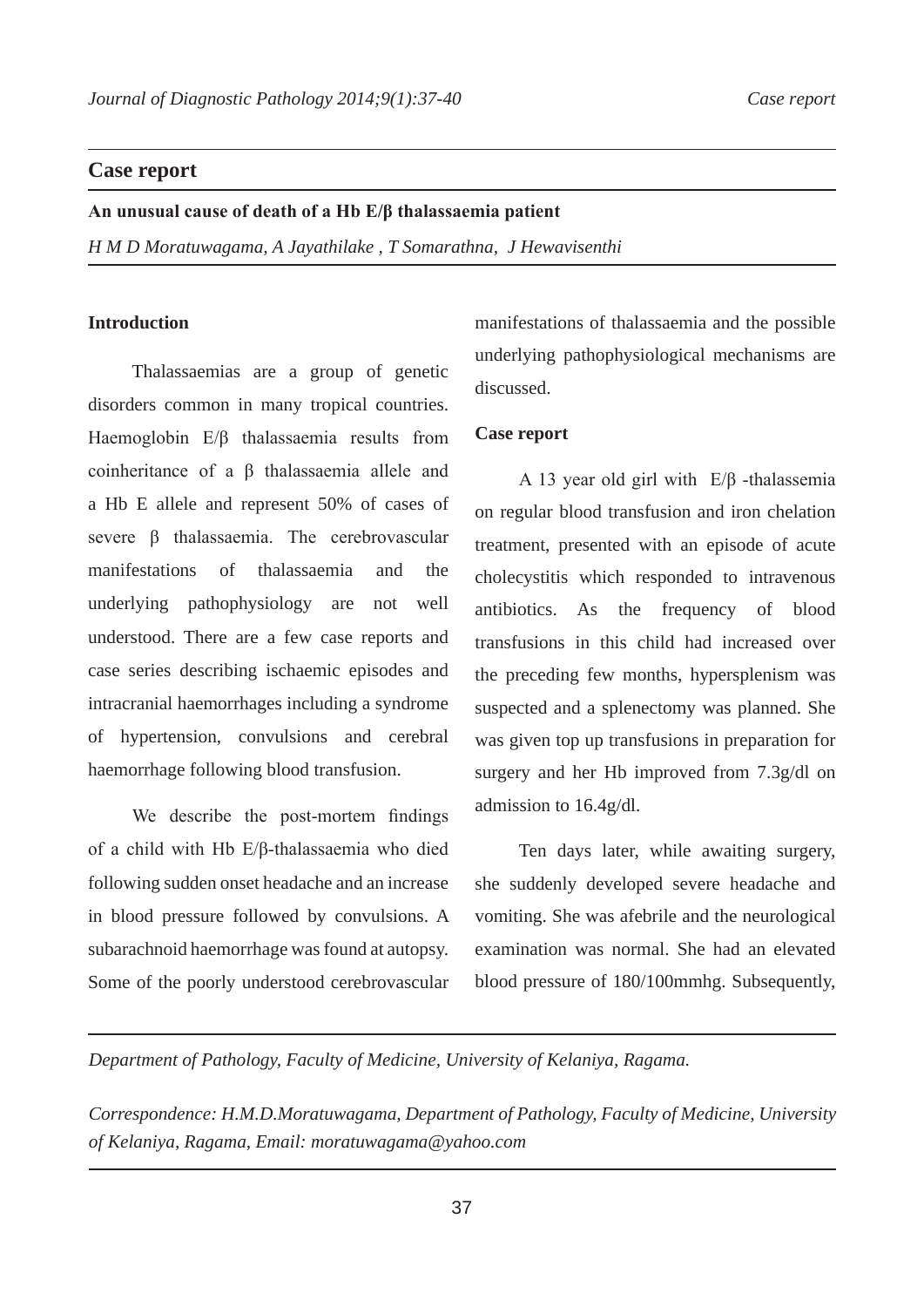## Case report

**An unusual cause of death of a Hb E/β thalassaemia patient**

*H M D Moratuwagama, A Jayathilake , T Somarathna, J Hewavisenthi*

### Introduction

Thalassaemias are a group of genetic disorders common in many tropical countries. Haemoglobin E/β thalassaemia results from coinheritance of a β thalassaemia allele and a Hb E allele and represent 50% of cases of severe β thalassaemia. The cerebrovascular manifestations of thalassaemia and the underlying pathophysiology are not well understood. There are a few case reports and case series describing ischaemic episodes and intracranial haemorrhages including a syndrome of hypertension, convulsions and cerebral haemorrhage following blood transfusion.

We describe the post-mortem findings of a child with Hb E/β-thalassaemia who died following sudden onset headache and an increase in blood pressure followed by convulsions. A subarachnoid haemorrhage was found at autopsy. Some of the poorly understood cerebrovascular manifestations of thalassaemia and the possible underlying pathophysiological mechanisms are discussed.

### Case report

A 13 year old girl with E/β -thalassemia on regular blood transfusion and iron chelation treatment, presented with an episode of acute cholecystitis which responded to intravenous antibiotics. As the frequency of blood transfusions in this child had increased over the preceding few months, hypersplenism was suspected and a splenectomy was planned. She was given top up transfusions in preparation for surgery and her Hb improved from 7.3g/dl on admission to 16.4g/dl.

Ten days later, while awaiting surgery, she suddenly developed severe headache and vomiting. She was afebrile and the neurological examination was normal. She had an elevated blood pressure of 180/100mmhg. Subsequently,

*Department of Pathology, Faculty of Medicine, University of Kelaniya, Ragama.*

*Correspondence: H.M.D.Moratuwagama, Department of Pathology, Faculty of Medicine, University of Kelaniya, Ragama, Email: moratuwagama@yahoo.com*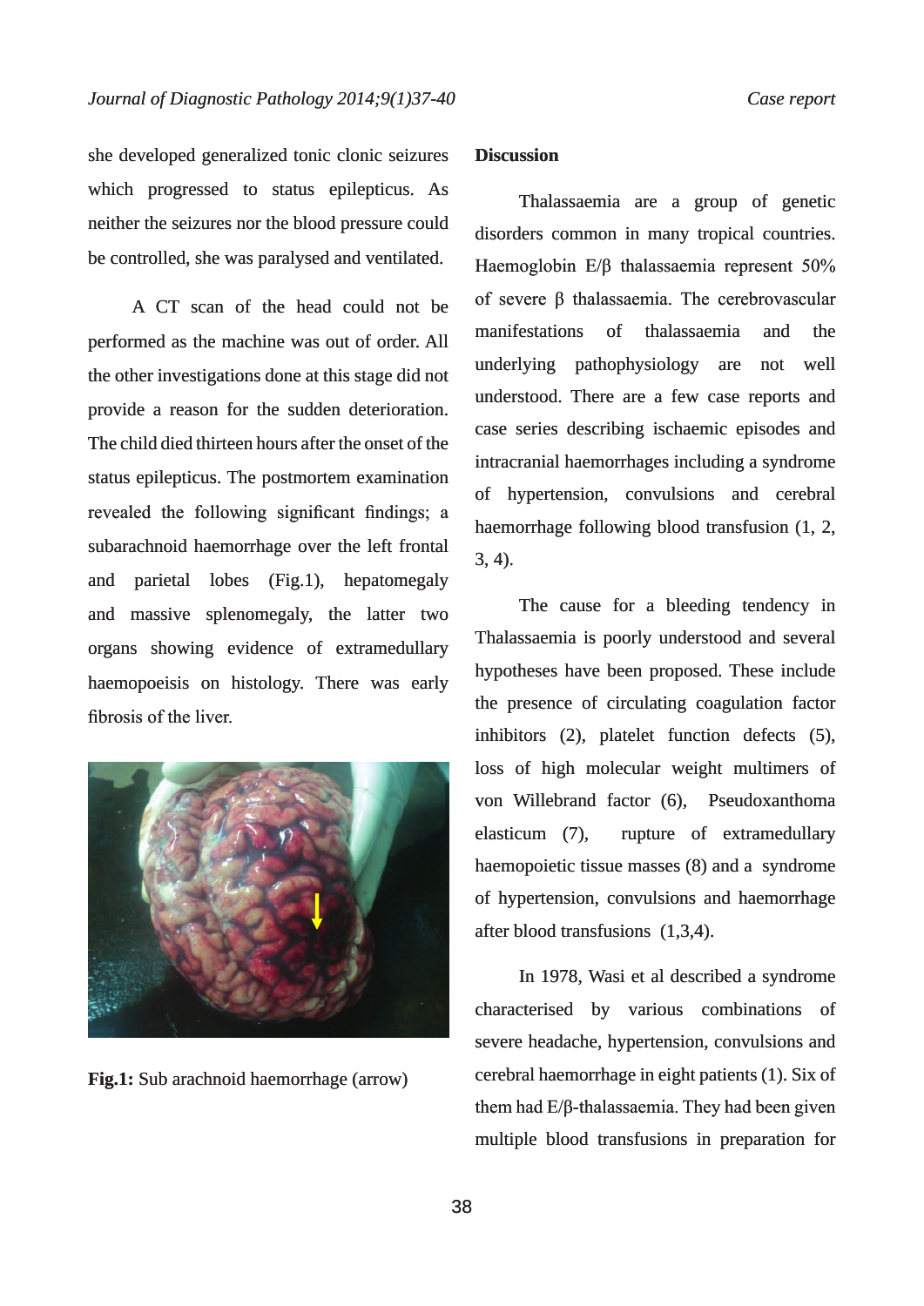she developed generalized tonic clonic seizures which progressed to status epilepticus. As neither the seizures nor the blood pressure could be controlled, she was paralysed and ventilated.

A CT scan of the head could not be performed as the machine was out of order. All the other investigations done at this stage did not provide a reason for the sudden deterioration. The child died thirteen hours after the onset of the status epilepticus. The postmortem examination revealed the following significant findings; a subarachnoid haemorrhage over the left frontal and parietal lobes (Fig.1), hepatomegaly and massive splenomegaly, the latter two organs showing evidence of extramedullary haemopoeisis on histology. There was early fibrosis of the liver.

**Fig.1:** Sub arachnoid haemorrhage (arrow)

**Discussion**

Thalassaemia are a group of genetic disorders common in many tropical countries. Haemoglobin E/β thalassaemia represent 50% of severe β thalassaemia. The cerebrovascular manifestations of thalassaemia and the underlying pathophysiology are not well understood. There are a few case reports and case series describing ischaemic episodes and intracranial haemorrhages including a syndrome of hypertension, convulsions and cerebral haemorrhage following blood transfusion (1, 2, 3, 4).

The cause for a bleeding tendency in Thalassaemia is poorly understood and several hypotheses have been proposed. These include the presence of circulating coagulation factor inhibitors (2), platelet function defects (5), loss of high molecular weight multimers of von Willebrand factor (6), Pseudoxanthoma elasticum (7), rupture of extramedullary haemopoietic tissue masses (8) and a syndrome of hypertension, convulsions and haemorrhage after blood transfusions (1,3,4).

In 1978, Wasi et al described a syndrome characterised by various combinations of severe headache, hypertension, convulsions and cerebral haemorrhage in eight patients (1). Six of them had E/β-thalassaemia. They had been given multiple blood transfusions in preparation for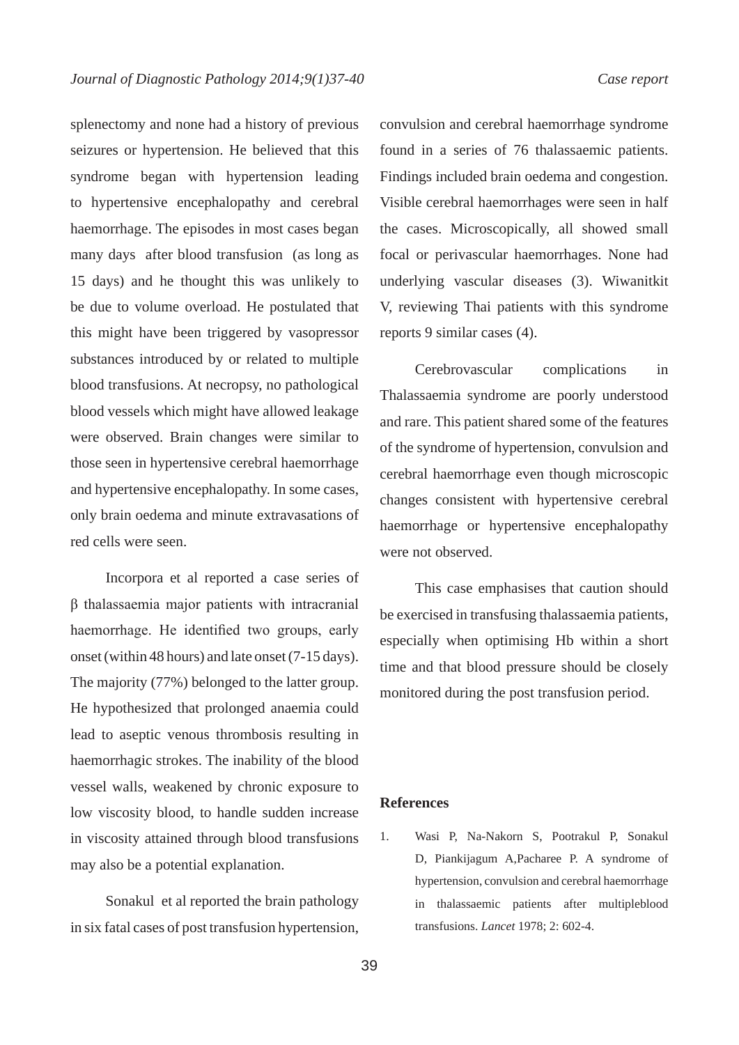splenectomy and none had a history of previous seizures or hypertension. He believed that this syndrome began with hypertension leading to hypertensive encephalopathy and cerebral haemorrhage. The episodes in most cases began many days after blood transfusion (as long as 15 days) and he thought this was unlikely to be due to volume overload. He postulated that this might have been triggered by vasopressor substances introduced by or related to multiple blood transfusions. At necropsy, no pathological blood vessels which might have allowed leakage were observed. Brain changes were similar to those seen in hypertensive cerebral haemorrhage and hypertensive encephalopathy. In some cases, only brain oedema and minute extravasations of red cells were seen.

Incorpora et al reported a case series of β thalassaemia major patients with intracranial haemorrhage. He identified two groups, early onset (within 48 hours) and late onset (7-15 days). The majority (77%) belonged to the latter group. He hypothesized that prolonged anaemia could lead to aseptic venous thrombosis resulting in haemorrhagic strokes. The inability of the blood vessel walls, weakened by chronic exposure to low viscosity blood, to handle sudden increase in viscosity attained through blood transfusions may also be a potential explanation.

Sonakul et al reported the brain pathology in six fatal cases of post transfusion hypertension, convulsion and cerebral haemorrhage syndrome found in a series of 76 thalassaemic patients. Findings included brain oedema and congestion. Visible cerebral haemorrhages were seen in half the cases. Microscopically, all showed small focal or perivascular haemorrhages. None had underlying vascular diseases (3). Wiwanitkit V, reviewing Thai patients with this syndrome reports 9 similar cases (4).

Cerebrovascular complications in Thalassaemia syndrome are poorly understood and rare. This patient shared some of the features of the syndrome of hypertension, convulsion and cerebral haemorrhage even though microscopic changes consistent with hypertensive cerebral haemorrhage or hypertensive encephalopathy were not observed.

This case emphasises that caution should be exercised in transfusing thalassaemia patients, especially when optimising Hb within a short time and that blood pressure should be closely monitored during the post transfusion period.

## References

1. Wasi P, Na-Nakorn S, Pootrakul P, Sonakul D, Piankijagum A, Pacharee P. A syndrome of hypertension, convulsion and cerebral haemorrhage in thalassaemic patients after multipleblood transfusions. *Lancet* 1978; 2: 602-4.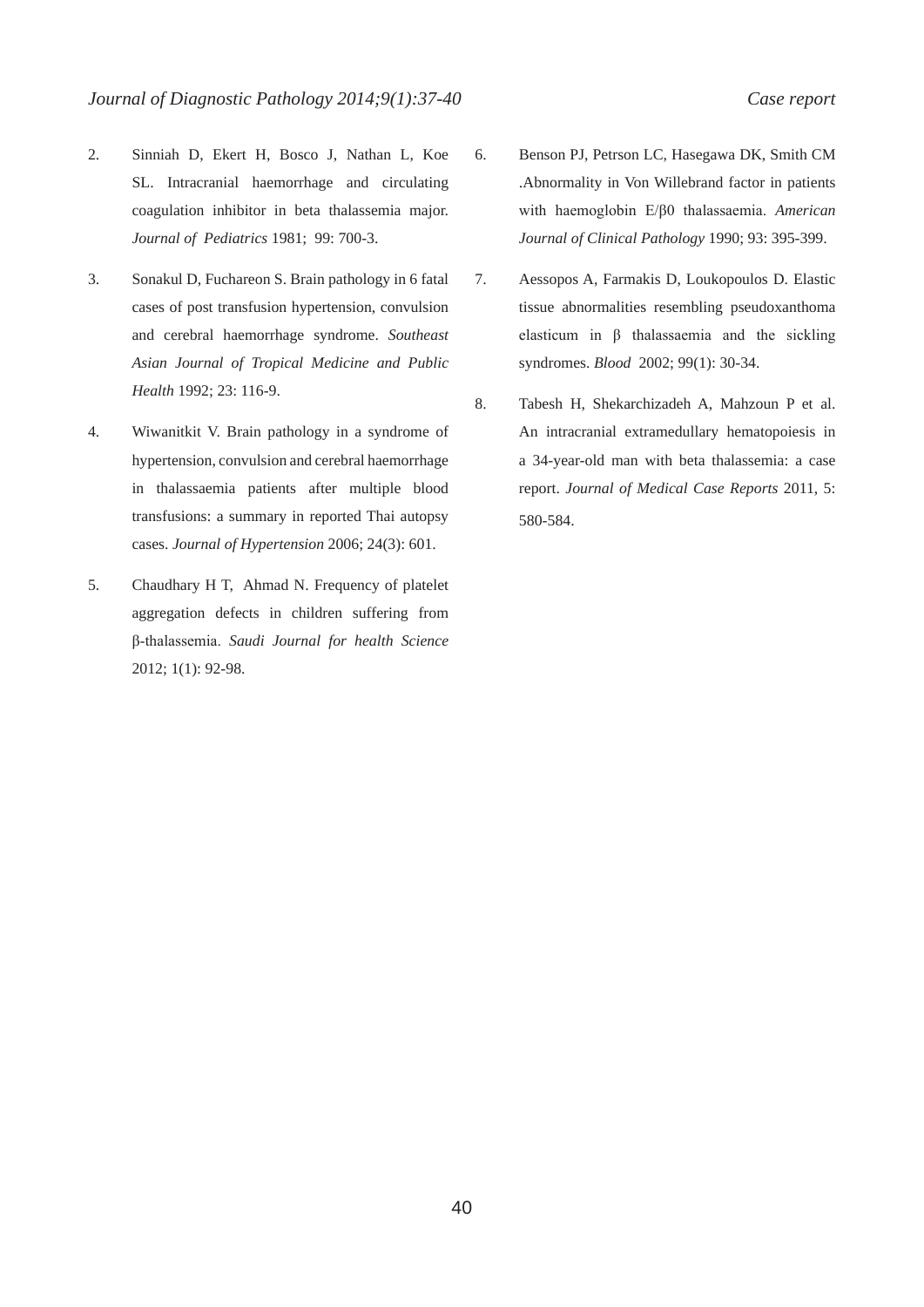2. Sinniah D, Ekert H, Bosco J, Nathan L, Koe SL. Intracranial haemorrhage and circulating coagulation inhibitor in beta thalassemia major. *Journal of Pediatrics* 1981; 99: 700-3.

3. Sonakul D, Fuchareon S. Brain pathology in 6 fatal cases of post transfusion hypertension, convulsion and cerebral haemorrhage syndrome. *Southeast Asian Journal of Tropical Medicine and Public Health* 1992; 23: 116-9.

4. Wiwanitkit V. Brain pathology in a syndrome of hypertension, convulsion and cerebral haemorrhage in thalassaemia patients after multiple blood transfusions: a summary in reported Thai autopsy cases. *Journal of Hypertension* 2006; 24(3): 601.

5. Chaudhary H T, Ahmad N. Frequency of platelet aggregation defects in children suffering from β-thalassemia. *Saudi Journal for health Science* 2012; 1(1): 92-98.

6. Benson PJ, Petrson LC, Hasegawa DK, Smith CM .Abnormality in Von Willebrand factor in patients with haemoglobin E/β0 thalassaemia. *American Journal of Clinical Pathology* 1990; 93: 395-399.

7. Aessopos A, Farmakis D, Loukopoulos D. Elastic tissue abnormalities resembling pseudoxanthoma elasticum in β thalassaemia and the sickling syndromes. *Blood* 2002; 99(1): 30-34.

8. Tabesh H, Shekarchizadeh A, Mahzoun P et al. An intracranial extramedullary hematopoiesis in a 34-year-old man with beta thalassemia: a case report. *Journal of Medical Case Reports* 2011, 5: 580-584.